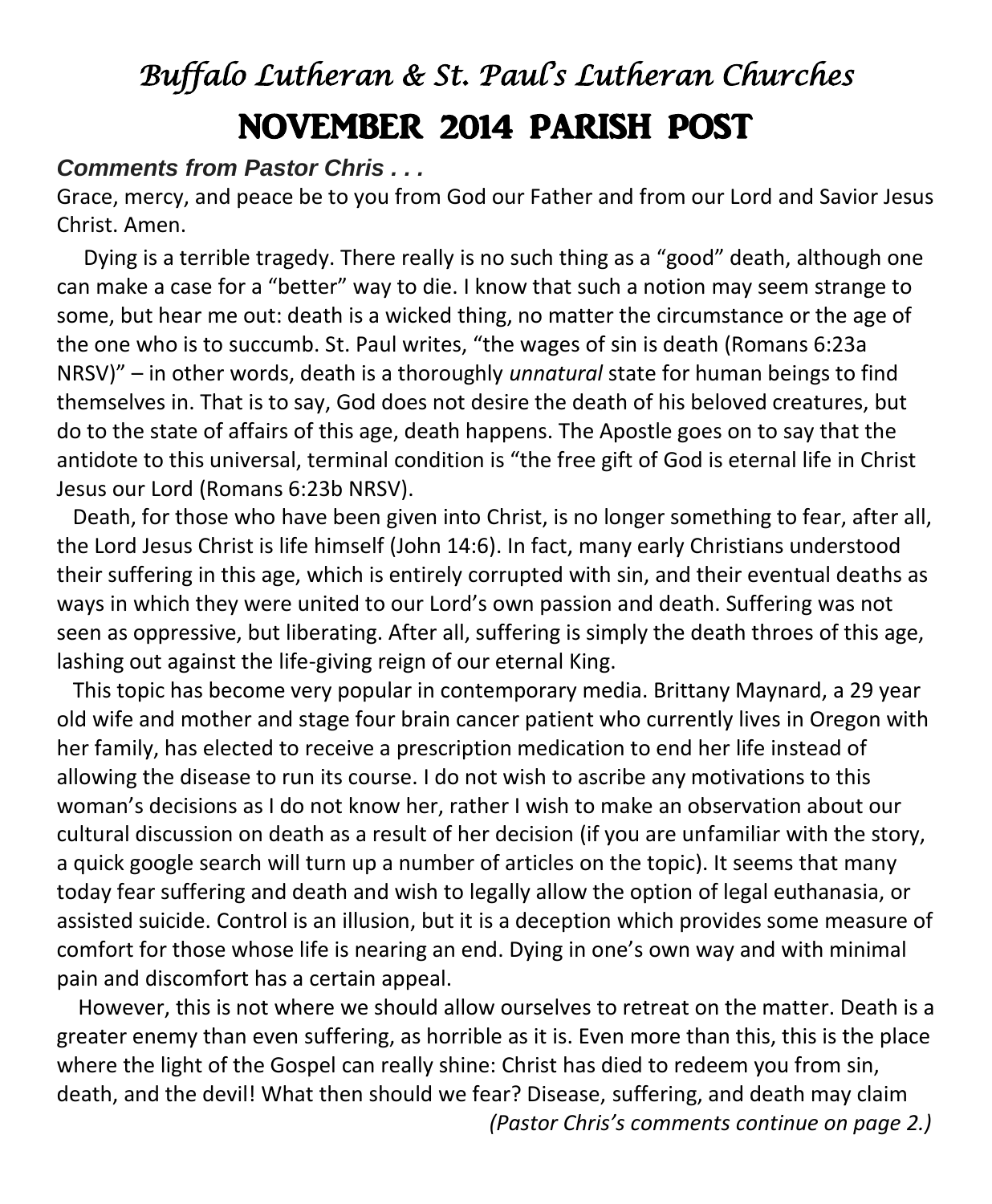# *Buffalo Lutheran & St. Paul's Lutheran Churches*

# NOVEMBER 2014 PARISH POST

***Comments from Pastor Chris . . .***

Grace, mercy, and peace be to you from God our Father and from our Lord and Savior Jesus Christ. Amen.

Dying is a terrible tragedy. There really is no such thing as a "good" death, although one can make a case for a "better" way to die. I know that such a notion may seem strange to some, but hear me out: death is a wicked thing, no matter the circumstance or the age of the one who is to succumb. St. Paul writes, "the wages of sin is death (Romans 6:23a NRSV)" – in other words, death is a thoroughly *unnatural* state for human beings to find themselves in. That is to say, God does not desire the death of his beloved creatures, but do to the state of affairs of this age, death happens. The Apostle goes on to say that the antidote to this universal, terminal condition is "the free gift of God is eternal life in Christ Jesus our Lord (Romans 6:23b NRSV).

Death, for those who have been given into Christ, is no longer something to fear, after all, the Lord Jesus Christ is life himself (John 14:6). In fact, many early Christians understood their suffering in this age, which is entirely corrupted with sin, and their eventual deaths as ways in which they were united to our Lord's own passion and death. Suffering was not seen as oppressive, but liberating. After all, suffering is simply the death throes of this age, lashing out against the life-giving reign of our eternal King.

This topic has become very popular in contemporary media. Brittany Maynard, a 29 year old wife and mother and stage four brain cancer patient who currently lives in Oregon with her family, has elected to receive a prescription medication to end her life instead of allowing the disease to run its course. I do not wish to ascribe any motivations to this woman's decisions as I do not know her, rather I wish to make an observation about our cultural discussion on death as a result of her decision (if you are unfamiliar with the story, a quick google search will turn up a number of articles on the topic). It seems that many today fear suffering and death and wish to legally allow the option of legal euthanasia, or assisted suicide. Control is an illusion, but it is a deception which provides some measure of comfort for those whose life is nearing an end. Dying in one's own way and with minimal pain and discomfort has a certain appeal.

However, this is not where we should allow ourselves to retreat on the matter. Death is a greater enemy than even suffering, as horrible as it is. Even more than this, this is the place where the light of the Gospel can really shine: Christ has died to redeem you from sin, death, and the devil! What then should we fear? Disease, suffering, and death may claim

*(Pastor Chris's comments continue on page 2.)*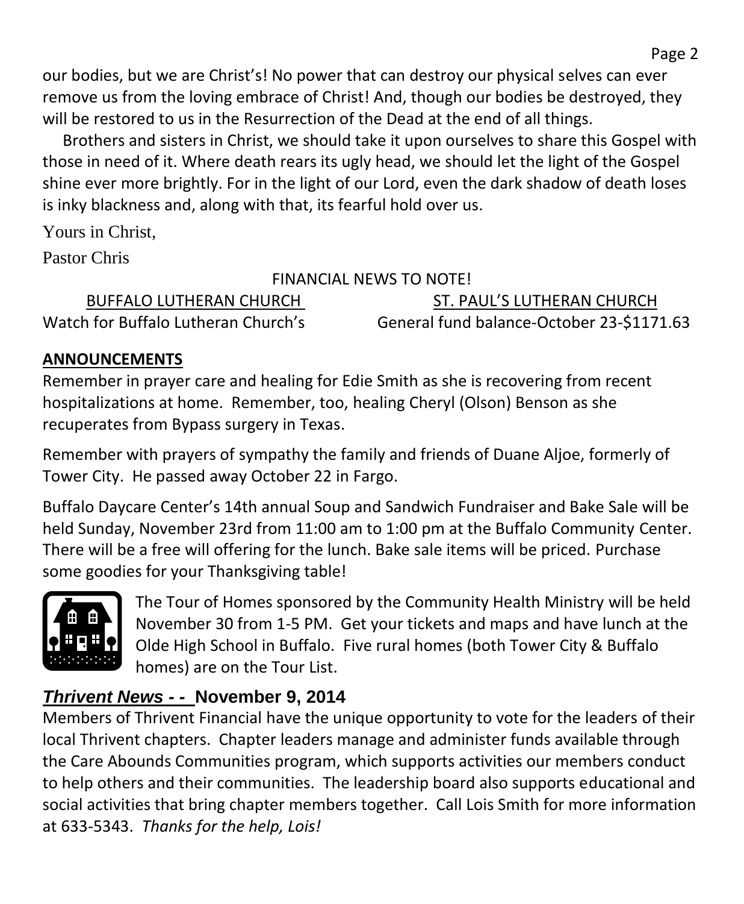our bodies, but we are Christ's! No power that can destroy our physical selves can ever remove us from the loving embrace of Christ! And, though our bodies be destroyed, they will be restored to us in the Resurrection of the Dead at the end of all things.

Brothers and sisters in Christ, we should take it upon ourselves to share this Gospel with those in need of it. Where death rears its ugly head, we should let the light of the Gospel shine ever more brightly. For in the light of our Lord, even the dark shadow of death loses is inky blackness and, along with that, its fearful hold over us.

Yours in Christ,

Pastor Chris

FINANCIAL NEWS TO NOTE!

| BUFFALO LUTHERAN CHURCH | ST. PAUL'S LUTHERAN CHURCH |
| --- | --- |
| Watch for Buffalo Lutheran Church's | General fund balance-October 23-$1171.63 |

**ANNOUNCEMENTS**

Remember in prayer care and healing for Edie Smith as she is recovering from recent hospitalizations at home. Remember, too, healing Cheryl (Olson) Benson as she recuperates from Bypass surgery in Texas.

Remember with prayers of sympathy the family and friends of Duane Aljoe, formerly of Tower City. He passed away October 22 in Fargo.

Buffalo Daycare Center's 14th annual Soup and Sandwich Fundraiser and Bake Sale will be held Sunday, November 23rd from 11:00 am to 1:00 pm at the Buffalo Community Center. There will be a free will offering for the lunch. Bake sale items will be priced. Purchase some goodies for your Thanksgiving table!

The Tour of Homes sponsored by the Community Health Ministry will be held November 30 from 1-5 PM. Get your tickets and maps and have lunch at the Olde High School in Buffalo. Five rural homes (both Tower City & Buffalo homes) are on the Tour List.

## *Thrivent News - -* November 9, 2014

Members of Thrivent Financial have the unique opportunity to vote for the leaders of their local Thrivent chapters. Chapter leaders manage and administer funds available through the Care Abounds Communities program, which supports activities our members conduct to help others and their communities. The leadership board also supports educational and social activities that bring chapter members together. Call Lois Smith for more information at 633-5343. *Thanks for the help, Lois!*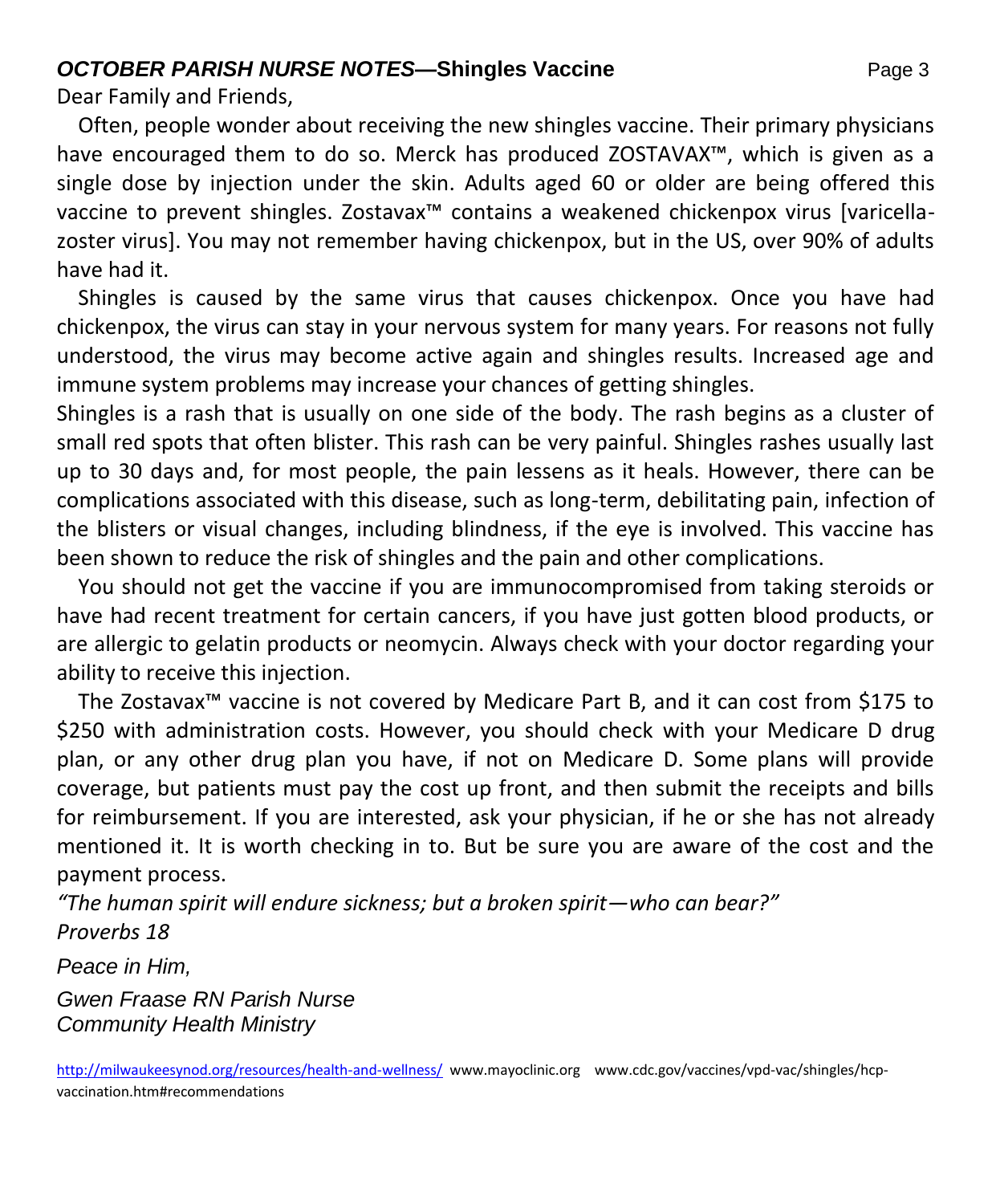## *OCTOBER PARISH NURSE NOTES*—Shingles Vaccine

Dear Family and Friends,

Often, people wonder about receiving the new shingles vaccine. Their primary physicians have encouraged them to do so. Merck has produced ZOSTAVAX™, which is given as a single dose by injection under the skin. Adults aged 60 or older are being offered this vaccine to prevent shingles. Zostavax™ contains a weakened chickenpox virus [varicella-zoster virus]. You may not remember having chickenpox, but in the US, over 90% of adults have had it.

Shingles is caused by the same virus that causes chickenpox. Once you have had chickenpox, the virus can stay in your nervous system for many years. For reasons not fully understood, the virus may become active again and shingles results. Increased age and immune system problems may increase your chances of getting shingles.

Shingles is a rash that is usually on one side of the body. The rash begins as a cluster of small red spots that often blister. This rash can be very painful. Shingles rashes usually last up to 30 days and, for most people, the pain lessens as it heals. However, there can be complications associated with this disease, such as long-term, debilitating pain, infection of the blisters or visual changes, including blindness, if the eye is involved. This vaccine has been shown to reduce the risk of shingles and the pain and other complications.

You should not get the vaccine if you are immunocompromised from taking steroids or have had recent treatment for certain cancers, if you have just gotten blood products, or are allergic to gelatin products or neomycin. Always check with your doctor regarding your ability to receive this injection.

The Zostavax™ vaccine is not covered by Medicare Part B, and it can cost from $175 to $250 with administration costs. However, you should check with your Medicare D drug plan, or any other drug plan you have, if not on Medicare D. Some plans will provide coverage, but patients must pay the cost up front, and then submit the receipts and bills for reimbursement. If you are interested, ask your physician, if he or she has not already mentioned it. It is worth checking in to. But be sure you are aware of the cost and the payment process.

*"The human spirit will endure sickness; but a broken spirit—who can bear?"*
*Proverbs 18*

*Peace in Him,*

*Gwen Fraase RN Parish Nurse*
*Community Health Ministry*

http://milwaukeesynod.org/resources/health-and-wellness/ www.mayoclinic.org www.cdc.gov/vaccines/vpd-vac/shingles/hcp-vaccination.htm#recommendations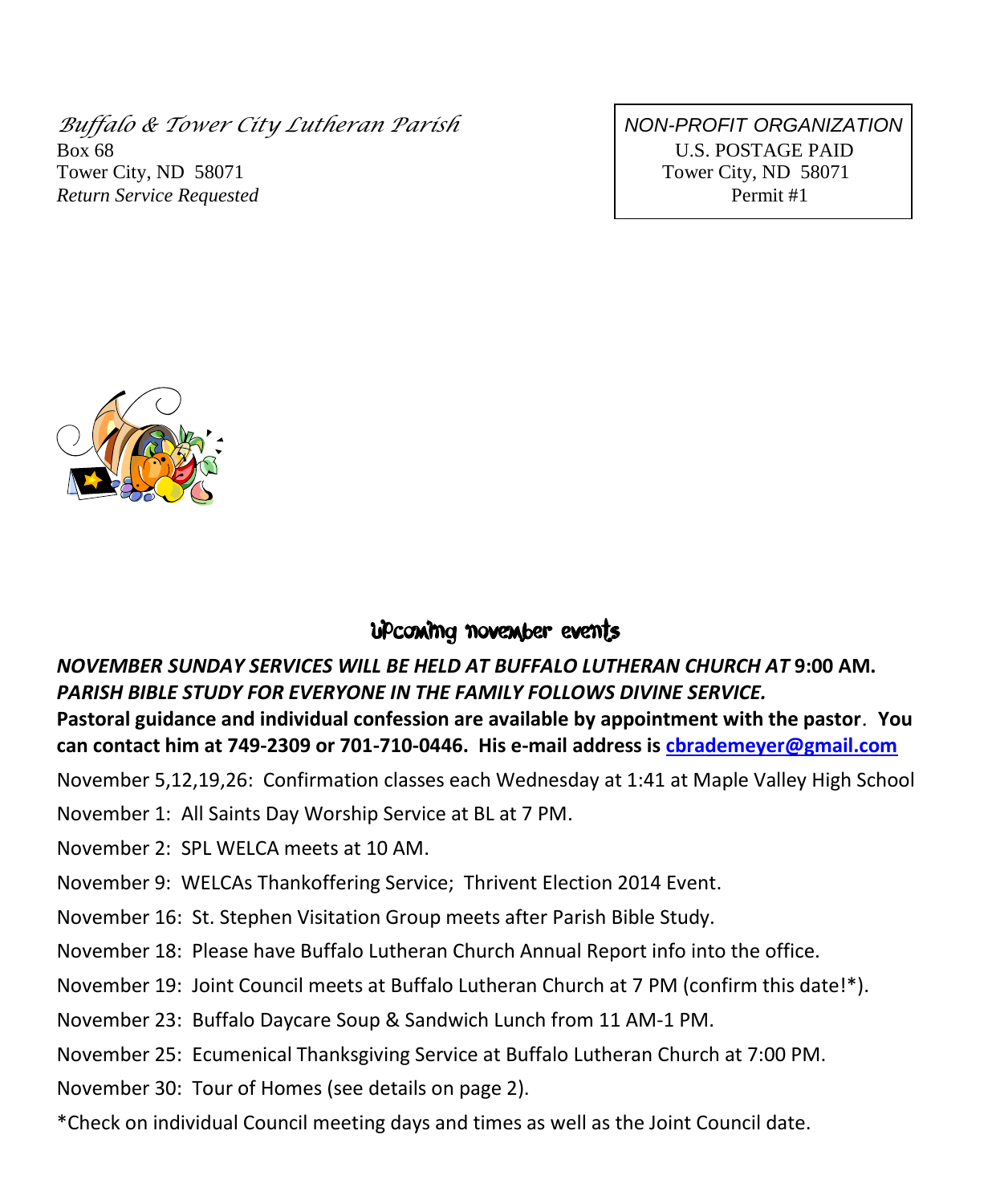*Buffalo & Tower City Lutheran Parish*
Box 68
Tower City, ND 58071
*Return Service Requested*

*NON-PROFIT ORGANIZATION*
U.S. POSTAGE PAID
Tower City, ND 58071
Permit #1

## Upcoming November Events

***NOVEMBER SUNDAY SERVICES WILL BE HELD AT BUFFALO LUTHERAN CHURCH AT* 9:00 AM.**
***PARISH BIBLE STUDY FOR EVERYONE IN THE FAMILY FOLLOWS DIVINE SERVICE.***
**Pastoral guidance and individual confession are available by appointment with the pastor. You can contact him at 749-2309 or 701-710-0446. His e-mail address is cbrademeyer@gmail.com**

November 5,12,19,26: Confirmation classes each Wednesday at 1:41 at Maple Valley High School

November 1: All Saints Day Worship Service at BL at 7 PM.

November 2: SPL WELCA meets at 10 AM.

November 9: WELCAs Thankoffering Service; Thrivent Election 2014 Event.

November 16: St. Stephen Visitation Group meets after Parish Bible Study.

November 18: Please have Buffalo Lutheran Church Annual Report info into the office.

November 19: Joint Council meets at Buffalo Lutheran Church at 7 PM (confirm this date!*).

November 23: Buffalo Daycare Soup & Sandwich Lunch from 11 AM-1 PM.

November 25: Ecumenical Thanksgiving Service at Buffalo Lutheran Church at 7:00 PM.

November 30: Tour of Homes (see details on page 2).

*Check on individual Council meeting days and times as well as the Joint Council date.